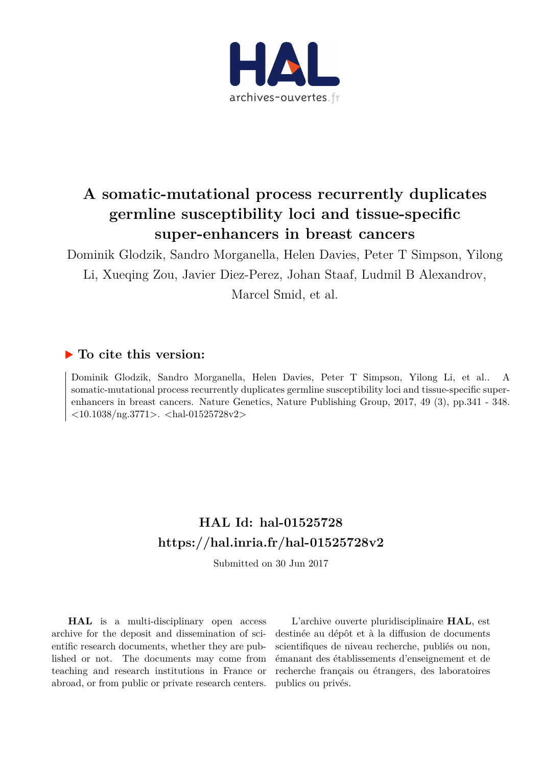# A somatic-mutational process recurrently duplicates germline susceptibility loci and tissue-specific super-enhancers in breast cancers

Dominik Glodzik, Sandro Morganella, Helen Davies, Peter T Simpson, Yilong Li, Xueqing Zou, Javier Diez-Perez, Johan Staaf, Ludmil B Alexandrov, Marcel Smid, et al.

## ▶ To cite this version:

Dominik Glodzik, Sandro Morganella, Helen Davies, Peter T Simpson, Yilong Li, et al.. A somatic-mutational process recurrently duplicates germline susceptibility loci and tissue-specific super-enhancers in breast cancers. Nature Genetics, Nature Publishing Group, 2017, 49 (3), pp.341 - 348. <10.1038/ng.3771>. <hal-01525728v2>

## HAL Id: hal-01525728
## https://hal.inria.fr/hal-01525728v2

Submitted on 30 Jun 2017

**HAL** is a multi-disciplinary open access archive for the deposit and dissemination of scientific research documents, whether they are published or not. The documents may come from teaching and research institutions in France or abroad, or from public or private research centers.

L'archive ouverte pluridisciplinaire **HAL**, est destinée au dépôt et à la diffusion de documents scientifiques de niveau recherche, publiés ou non, émanant des établissements d'enseignement et de recherche français ou étrangers, des laboratoires publics ou privés.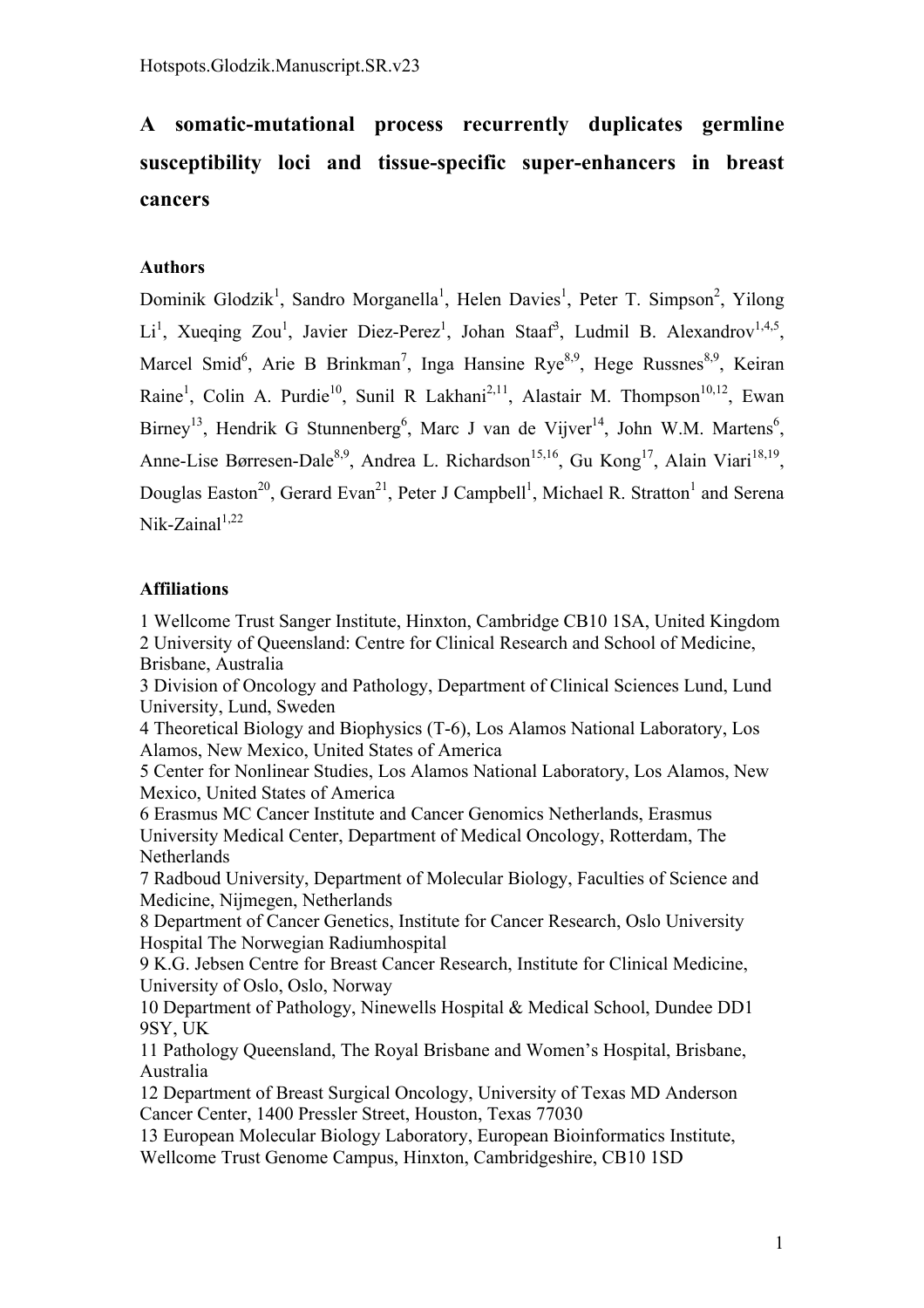# A somatic-mutational process recurrently duplicates germline susceptibility loci and tissue-specific super-enhancers in breast cancers

**Authors**

Dominik Glodzik[1], Sandro Morganella[1], Helen Davies[1], Peter T. Simpson[2], Yilong Li[1], Xueqing Zou[1], Javier Diez-Perez[1], Johan Staaf[3], Ludmil B. Alexandrov[1,4,5], Marcel Smid[6], Arie B Brinkman[7], Inga Hansine Rye[8,9], Hege Russnes[8,9], Keiran Raine[1], Colin A. Purdie[10], Sunil R Lakhani[2,11], Alastair M. Thompson[10,12], Ewan Birney[13], Hendrik G Stunnenberg[6], Marc J van de Vijver[14], John W.M. Martens[6], Anne-Lise Børresen-Dale[8,9], Andrea L. Richardson[15,16], Gu Kong[17], Alain Viari[18,19], Douglas Easton[20], Gerard Evan[21], Peter J Campbell[1], Michael R. Stratton[1] and Serena Nik-Zainal[1,22]

**Affiliations**

1 Wellcome Trust Sanger Institute, Hinxton, Cambridge CB10 1SA, United Kingdom
2 University of Queensland: Centre for Clinical Research and School of Medicine, Brisbane, Australia
3 Division of Oncology and Pathology, Department of Clinical Sciences Lund, Lund University, Lund, Sweden
4 Theoretical Biology and Biophysics (T-6), Los Alamos National Laboratory, Los Alamos, New Mexico, United States of America
5 Center for Nonlinear Studies, Los Alamos National Laboratory, Los Alamos, New Mexico, United States of America
6 Erasmus MC Cancer Institute and Cancer Genomics Netherlands, Erasmus University Medical Center, Department of Medical Oncology, Rotterdam, The Netherlands
7 Radboud University, Department of Molecular Biology, Faculties of Science and Medicine, Nijmegen, Netherlands
8 Department of Cancer Genetics, Institute for Cancer Research, Oslo University Hospital The Norwegian Radiumhospital
9 K.G. Jebsen Centre for Breast Cancer Research, Institute for Clinical Medicine, University of Oslo, Oslo, Norway
10 Department of Pathology, Ninewells Hospital & Medical School, Dundee DD1 9SY, UK
11 Pathology Queensland, The Royal Brisbane and Women's Hospital, Brisbane, Australia
12 Department of Breast Surgical Oncology, University of Texas MD Anderson Cancer Center, 1400 Pressler Street, Houston, Texas 77030
13 European Molecular Biology Laboratory, European Bioinformatics Institute, Wellcome Trust Genome Campus, Hinxton, Cambridgeshire, CB10 1SD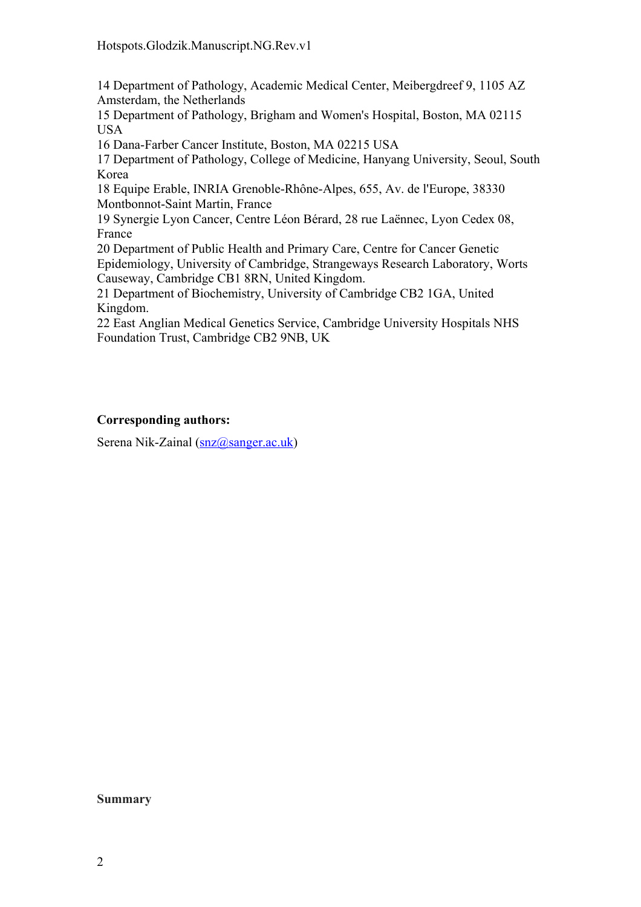14 Department of Pathology, Academic Medical Center, Meibergdreef 9, 1105 AZ Amsterdam, the Netherlands

15 Department of Pathology, Brigham and Women's Hospital, Boston, MA 02115 USA

16 Dana-Farber Cancer Institute, Boston, MA 02215 USA

17 Department of Pathology, College of Medicine, Hanyang University, Seoul, South Korea

18 Equipe Erable, INRIA Grenoble-Rhône-Alpes, 655, Av. de l'Europe, 38330 Montbonnot-Saint Martin, France

19 Synergie Lyon Cancer, Centre Léon Bérard, 28 rue Laënnec, Lyon Cedex 08, France

20 Department of Public Health and Primary Care, Centre for Cancer Genetic Epidemiology, University of Cambridge, Strangeways Research Laboratory, Worts Causeway, Cambridge CB1 8RN, United Kingdom.

21 Department of Biochemistry, University of Cambridge CB2 1GA, United Kingdom.

22 East Anglian Medical Genetics Service, Cambridge University Hospitals NHS Foundation Trust, Cambridge CB2 9NB, UK

**Corresponding authors:**

Serena Nik-Zainal (snz@sanger.ac.uk)

**Summary**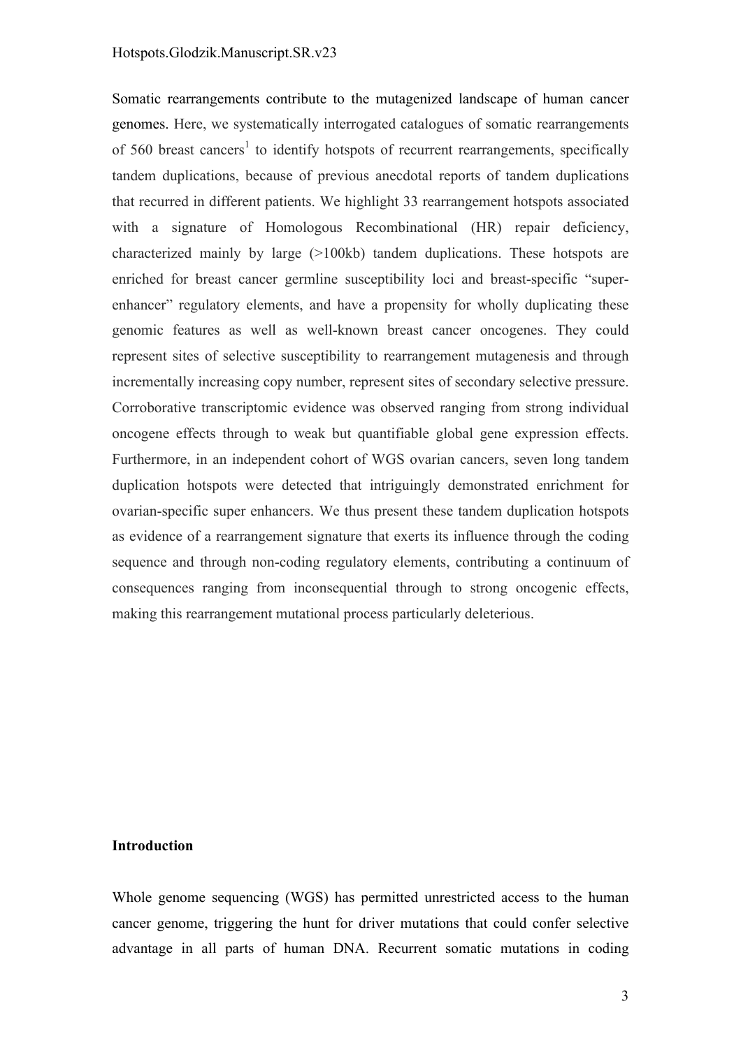Somatic rearrangements contribute to the mutagenized landscape of human cancer genomes. Here, we systematically interrogated catalogues of somatic rearrangements of 560 breast cancers[1] to identify hotspots of recurrent rearrangements, specifically tandem duplications, because of previous anecdotal reports of tandem duplications that recurred in different patients. We highlight 33 rearrangement hotspots associated with a signature of Homologous Recombinational (HR) repair deficiency, characterized mainly by large (>100kb) tandem duplications. These hotspots are enriched for breast cancer germline susceptibility loci and breast-specific "super-enhancer" regulatory elements, and have a propensity for wholly duplicating these genomic features as well as well-known breast cancer oncogenes. They could represent sites of selective susceptibility to rearrangement mutagenesis and through incrementally increasing copy number, represent sites of secondary selective pressure. Corroborative transcriptomic evidence was observed ranging from strong individual oncogene effects through to weak but quantifiable global gene expression effects. Furthermore, in an independent cohort of WGS ovarian cancers, seven long tandem duplication hotspots were detected that intriguingly demonstrated enrichment for ovarian-specific super enhancers. We thus present these tandem duplication hotspots as evidence of a rearrangement signature that exerts its influence through the coding sequence and through non-coding regulatory elements, contributing a continuum of consequences ranging from inconsequential through to strong oncogenic effects, making this rearrangement mutational process particularly deleterious.

## Introduction

Whole genome sequencing (WGS) has permitted unrestricted access to the human cancer genome, triggering the hunt for driver mutations that could confer selective advantage in all parts of human DNA. Recurrent somatic mutations in coding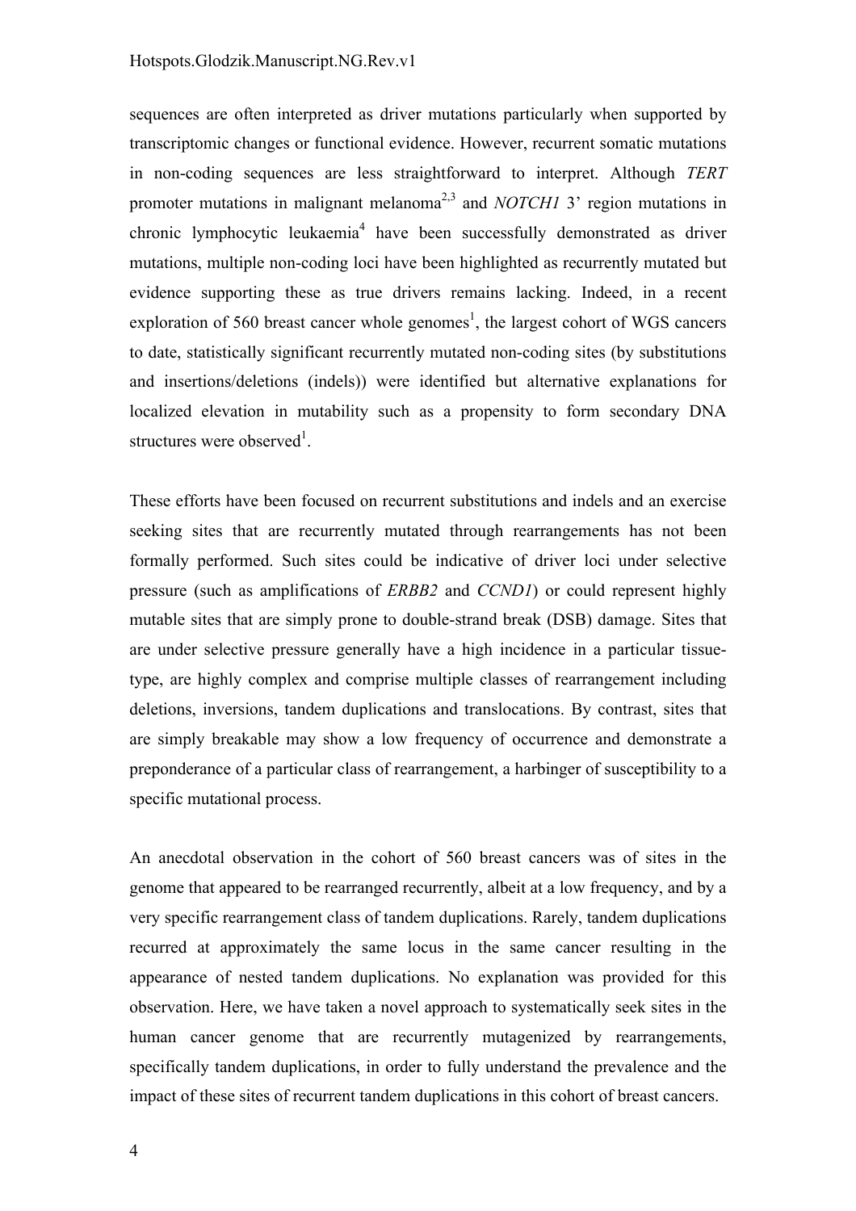sequences are often interpreted as driver mutations particularly when supported by transcriptomic changes or functional evidence. However, recurrent somatic mutations in non-coding sequences are less straightforward to interpret. Although *TERT* promoter mutations in malignant melanoma[2,3] and *NOTCH1* 3' region mutations in chronic lymphocytic leukaemia[4] have been successfully demonstrated as driver mutations, multiple non-coding loci have been highlighted as recurrently mutated but evidence supporting these as true drivers remains lacking. Indeed, in a recent exploration of 560 breast cancer whole genomes[1], the largest cohort of WGS cancers to date, statistically significant recurrently mutated non-coding sites (by substitutions and insertions/deletions (indels)) were identified but alternative explanations for localized elevation in mutability such as a propensity to form secondary DNA structures were observed[1].

These efforts have been focused on recurrent substitutions and indels and an exercise seeking sites that are recurrently mutated through rearrangements has not been formally performed. Such sites could be indicative of driver loci under selective pressure (such as amplifications of *ERBB2* and *CCND1*) or could represent highly mutable sites that are simply prone to double-strand break (DSB) damage. Sites that are under selective pressure generally have a high incidence in a particular tissue-type, are highly complex and comprise multiple classes of rearrangement including deletions, inversions, tandem duplications and translocations. By contrast, sites that are simply breakable may show a low frequency of occurrence and demonstrate a preponderance of a particular class of rearrangement, a harbinger of susceptibility to a specific mutational process.

An anecdotal observation in the cohort of 560 breast cancers was of sites in the genome that appeared to be rearranged recurrently, albeit at a low frequency, and by a very specific rearrangement class of tandem duplications. Rarely, tandem duplications recurred at approximately the same locus in the same cancer resulting in the appearance of nested tandem duplications. No explanation was provided for this observation. Here, we have taken a novel approach to systematically seek sites in the human cancer genome that are recurrently mutagenized by rearrangements, specifically tandem duplications, in order to fully understand the prevalence and the impact of these sites of recurrent tandem duplications in this cohort of breast cancers.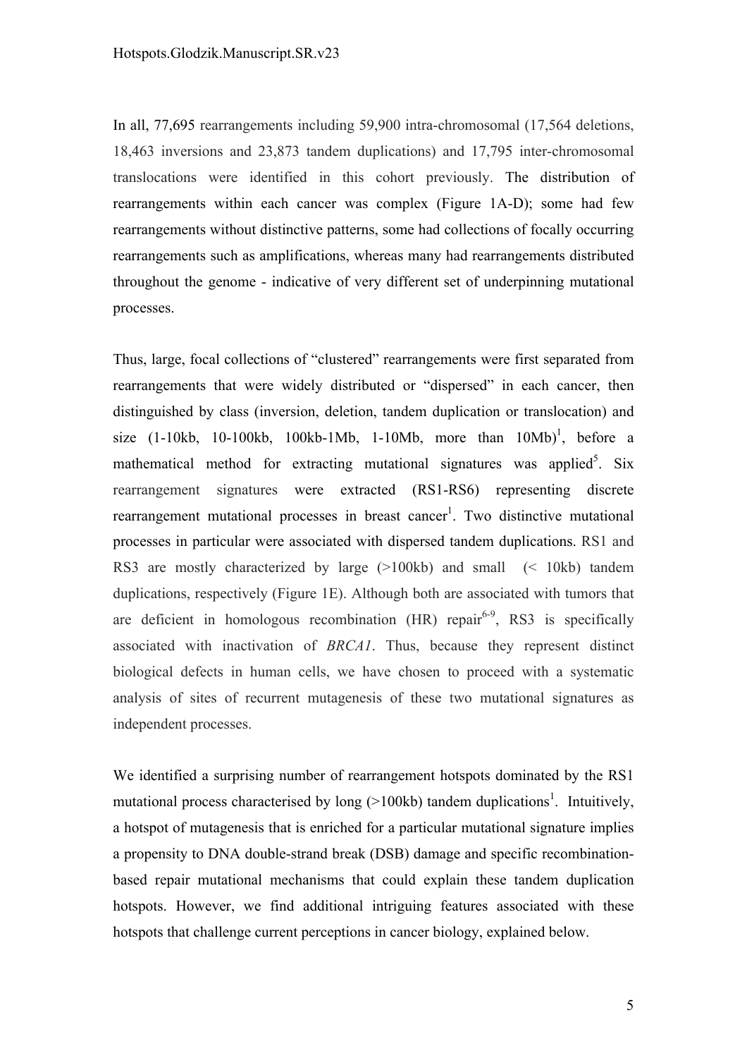In all, 77,695 rearrangements including 59,900 intra-chromosomal (17,564 deletions, 18,463 inversions and 23,873 tandem duplications) and 17,795 inter-chromosomal translocations were identified in this cohort previously. The distribution of rearrangements within each cancer was complex (Figure 1A-D); some had few rearrangements without distinctive patterns, some had collections of focally occurring rearrangements such as amplifications, whereas many had rearrangements distributed throughout the genome - indicative of very different set of underpinning mutational processes.

Thus, large, focal collections of "clustered" rearrangements were first separated from rearrangements that were widely distributed or "dispersed" in each cancer, then distinguished by class (inversion, deletion, tandem duplication or translocation) and size (1-10kb, 10-100kb, 100kb-1Mb, 1-10Mb, more than 10Mb)[1], before a mathematical method for extracting mutational signatures was applied[5]. Six rearrangement signatures were extracted (RS1-RS6) representing discrete rearrangement mutational processes in breast cancer[1]. Two distinctive mutational processes in particular were associated with dispersed tandem duplications. RS1 and RS3 are mostly characterized by large (>100kb) and small (< 10kb) tandem duplications, respectively (Figure 1E). Although both are associated with tumors that are deficient in homologous recombination (HR) repair[6-9], RS3 is specifically associated with inactivation of *BRCA1*. Thus, because they represent distinct biological defects in human cells, we have chosen to proceed with a systematic analysis of sites of recurrent mutagenesis of these two mutational signatures as independent processes.

We identified a surprising number of rearrangement hotspots dominated by the RS1 mutational process characterised by long (>100kb) tandem duplications[1]. Intuitively, a hotspot of mutagenesis that is enriched for a particular mutational signature implies a propensity to DNA double-strand break (DSB) damage and specific recombination-based repair mutational mechanisms that could explain these tandem duplication hotspots. However, we find additional intriguing features associated with these hotspots that challenge current perceptions in cancer biology, explained below.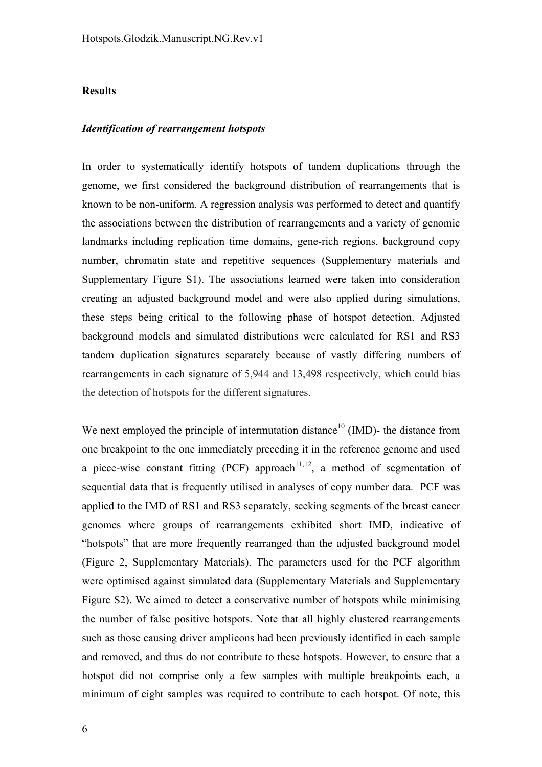**Results**

***Identification of rearrangement hotspots***

In order to systematically identify hotspots of tandem duplications through the genome, we first considered the background distribution of rearrangements that is known to be non-uniform. A regression analysis was performed to detect and quantify the associations between the distribution of rearrangements and a variety of genomic landmarks including replication time domains, gene-rich regions, background copy number, chromatin state and repetitive sequences (Supplementary materials and Supplementary Figure S1). The associations learned were taken into consideration creating an adjusted background model and were also applied during simulations, these steps being critical to the following phase of hotspot detection. Adjusted background models and simulated distributions were calculated for RS1 and RS3 tandem duplication signatures separately because of vastly differing numbers of rearrangements in each signature of 5,944 and 13,498 respectively, which could bias the detection of hotspots for the different signatures.

We next employed the principle of intermutation distance[10] (IMD)- the distance from one breakpoint to the one immediately preceding it in the reference genome and used a piece-wise constant fitting (PCF) approach[11,12], a method of segmentation of sequential data that is frequently utilised in analyses of copy number data. PCF was applied to the IMD of RS1 and RS3 separately, seeking segments of the breast cancer genomes where groups of rearrangements exhibited short IMD, indicative of "hotspots" that are more frequently rearranged than the adjusted background model (Figure 2, Supplementary Materials). The parameters used for the PCF algorithm were optimised against simulated data (Supplementary Materials and Supplementary Figure S2). We aimed to detect a conservative number of hotspots while minimising the number of false positive hotspots. Note that all highly clustered rearrangements such as those causing driver amplicons had been previously identified in each sample and removed, and thus do not contribute to these hotspots. However, to ensure that a hotspot did not comprise only a few samples with multiple breakpoints each, a minimum of eight samples was required to contribute to each hotspot. Of note, this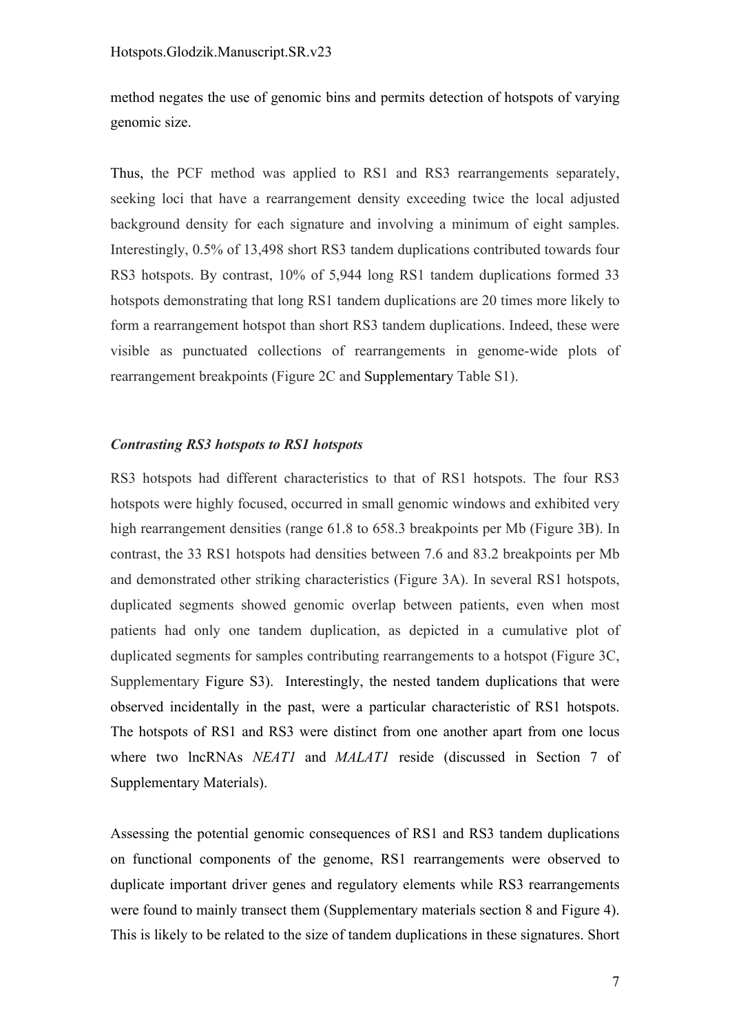method negates the use of genomic bins and permits detection of hotspots of varying genomic size.

Thus, the PCF method was applied to RS1 and RS3 rearrangements separately, seeking loci that have a rearrangement density exceeding twice the local adjusted background density for each signature and involving a minimum of eight samples. Interestingly, 0.5% of 13,498 short RS3 tandem duplications contributed towards four RS3 hotspots. By contrast, 10% of 5,944 long RS1 tandem duplications formed 33 hotspots demonstrating that long RS1 tandem duplications are 20 times more likely to form a rearrangement hotspot than short RS3 tandem duplications. Indeed, these were visible as punctuated collections of rearrangements in genome-wide plots of rearrangement breakpoints (Figure 2C and Supplementary Table S1).

### *Contrasting RS3 hotspots to RS1 hotspots*

RS3 hotspots had different characteristics to that of RS1 hotspots. The four RS3 hotspots were highly focused, occurred in small genomic windows and exhibited very high rearrangement densities (range 61.8 to 658.3 breakpoints per Mb (Figure 3B). In contrast, the 33 RS1 hotspots had densities between 7.6 and 83.2 breakpoints per Mb and demonstrated other striking characteristics (Figure 3A). In several RS1 hotspots, duplicated segments showed genomic overlap between patients, even when most patients had only one tandem duplication, as depicted in a cumulative plot of duplicated segments for samples contributing rearrangements to a hotspot (Figure 3C, Supplementary Figure S3). Interestingly, the nested tandem duplications that were observed incidentally in the past, were a particular characteristic of RS1 hotspots. The hotspots of RS1 and RS3 were distinct from one another apart from one locus where two lncRNAs *NEAT1* and *MALAT1* reside (discussed in Section 7 of Supplementary Materials).

Assessing the potential genomic consequences of RS1 and RS3 tandem duplications on functional components of the genome, RS1 rearrangements were observed to duplicate important driver genes and regulatory elements while RS3 rearrangements were found to mainly transect them (Supplementary materials section 8 and Figure 4). This is likely to be related to the size of tandem duplications in these signatures. Short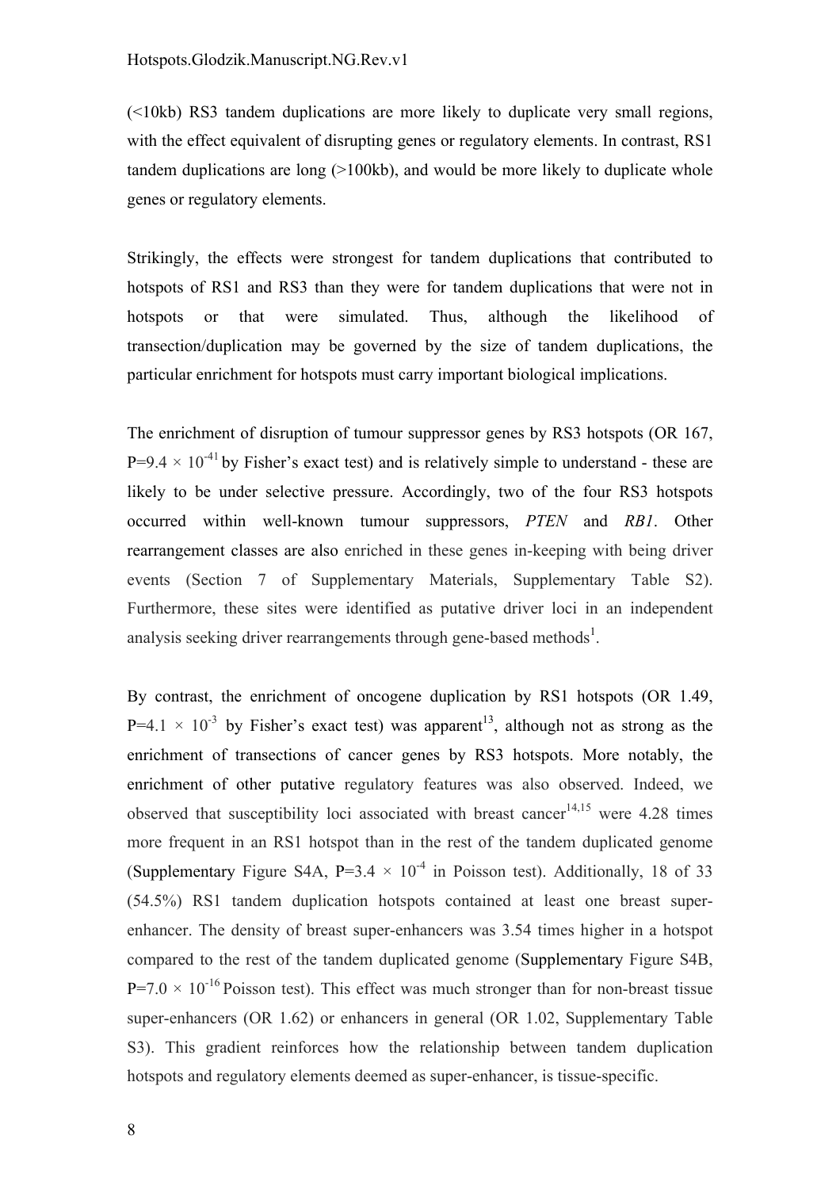(<10kb) RS3 tandem duplications are more likely to duplicate very small regions, with the effect equivalent of disrupting genes or regulatory elements. In contrast, RS1 tandem duplications are long (>100kb), and would be more likely to duplicate whole genes or regulatory elements.

Strikingly, the effects were strongest for tandem duplications that contributed to hotspots of RS1 and RS3 than they were for tandem duplications that were not in hotspots or that were simulated. Thus, although the likelihood of transection/duplication may be governed by the size of tandem duplications, the particular enrichment for hotspots must carry important biological implications.

The enrichment of disruption of tumour suppressor genes by RS3 hotspots (OR 167, $P=9.4 \times 10^{-41}$ by Fisher's exact test) and is relatively simple to understand - these are likely to be under selective pressure. Accordingly, two of the four RS3 hotspots occurred within well-known tumour suppressors, *PTEN* and *RB1*. Other rearrangement classes are also enriched in these genes in-keeping with being driver events (Section 7 of Supplementary Materials, Supplementary Table S2). Furthermore, these sites were identified as putative driver loci in an independent analysis seeking driver rearrangements through gene-based methods[1].

By contrast, the enrichment of oncogene duplication by RS1 hotspots (OR 1.49, $P=4.1 \times 10^{-3}$ by Fisher's exact test) was apparent[13], although not as strong as the enrichment of transections of cancer genes by RS3 hotspots. More notably, the enrichment of other putative regulatory features was also observed. Indeed, we observed that susceptibility loci associated with breast cancer[14,15] were 4.28 times more frequent in an RS1 hotspot than in the rest of the tandem duplicated genome (Supplementary Figure S4A, $P=3.4 \times 10^{-4}$ in Poisson test). Additionally, 18 of 33 (54.5%) RS1 tandem duplication hotspots contained at least one breast super-enhancer. The density of breast super-enhancers was 3.54 times higher in a hotspot compared to the rest of the tandem duplicated genome (Supplementary Figure S4B, $P=7.0 \times 10^{-16}$ Poisson test). This effect was much stronger than for non-breast tissue super-enhancers (OR 1.62) or enhancers in general (OR 1.02, Supplementary Table S3). This gradient reinforces how the relationship between tandem duplication hotspots and regulatory elements deemed as super-enhancer, is tissue-specific.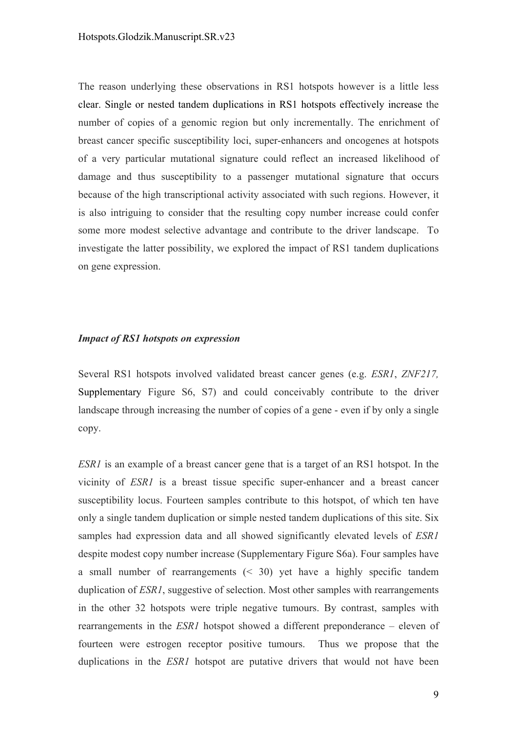The reason underlying these observations in RS1 hotspots however is a little less clear. Single or nested tandem duplications in RS1 hotspots effectively increase the number of copies of a genomic region but only incrementally. The enrichment of breast cancer specific susceptibility loci, super-enhancers and oncogenes at hotspots of a very particular mutational signature could reflect an increased likelihood of damage and thus susceptibility to a passenger mutational signature that occurs because of the high transcriptional activity associated with such regions. However, it is also intriguing to consider that the resulting copy number increase could confer some more modest selective advantage and contribute to the driver landscape. To investigate the latter possibility, we explored the impact of RS1 tandem duplications on gene expression.

***Impact of RS1 hotspots on expression***

Several RS1 hotspots involved validated breast cancer genes (e.g. *ESR1*, *ZNF217,* Supplementary Figure S6, S7) and could conceivably contribute to the driver landscape through increasing the number of copies of a gene - even if by only a single copy.

*ESR1* is an example of a breast cancer gene that is a target of an RS1 hotspot. In the vicinity of *ESR1* is a breast tissue specific super-enhancer and a breast cancer susceptibility locus. Fourteen samples contribute to this hotspot, of which ten have only a single tandem duplication or simple nested tandem duplications of this site. Six samples had expression data and all showed significantly elevated levels of *ESR1* despite modest copy number increase (Supplementary Figure S6a). Four samples have a small number of rearrangements (< 30) yet have a highly specific tandem duplication of *ESR1*, suggestive of selection. Most other samples with rearrangements in the other 32 hotspots were triple negative tumours. By contrast, samples with rearrangements in the *ESR1* hotspot showed a different preponderance – eleven of fourteen were estrogen receptor positive tumours. Thus we propose that the duplications in the *ESR1* hotspot are putative drivers that would not have been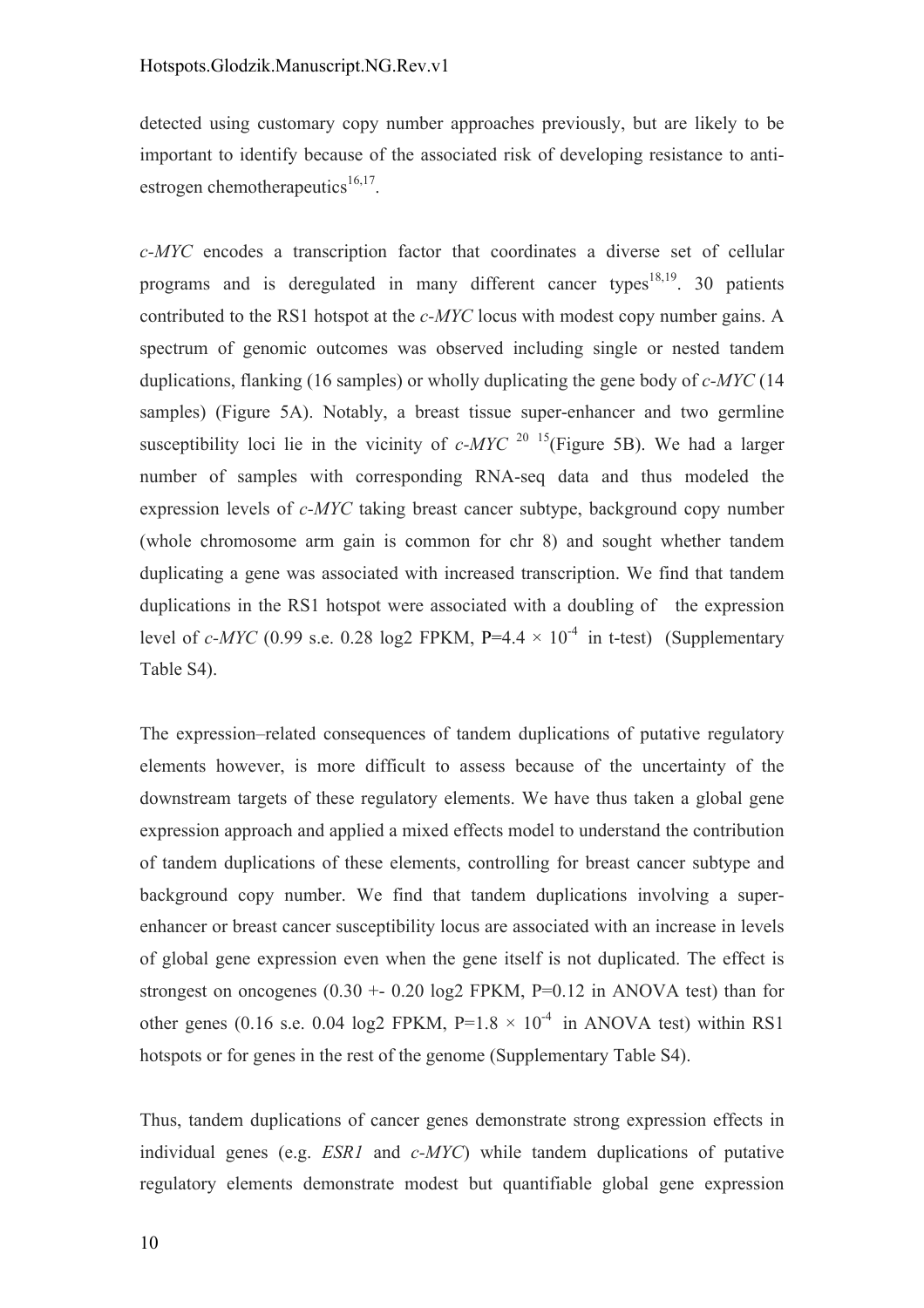detected using customary copy number approaches previously, but are likely to be important to identify because of the associated risk of developing resistance to anti-estrogen chemotherapeutics[16,17].

*c-MYC* encodes a transcription factor that coordinates a diverse set of cellular programs and is deregulated in many different cancer types[18,19]. 30 patients contributed to the RS1 hotspot at the *c-MYC* locus with modest copy number gains. A spectrum of genomic outcomes was observed including single or nested tandem duplications, flanking (16 samples) or wholly duplicating the gene body of *c-MYC* (14 samples) (Figure 5A). Notably, a breast tissue super-enhancer and two germline susceptibility loci lie in the vicinity of *c-MYC* [20] [15](Figure 5B). We had a larger number of samples with corresponding RNA-seq data and thus modeled the expression levels of *c-MYC* taking breast cancer subtype, background copy number (whole chromosome arm gain is common for chr 8) and sought whether tandem duplicating a gene was associated with increased transcription. We find that tandem duplications in the RS1 hotspot were associated with a doubling of the expression level of *c-MYC* (0.99 s.e. 0.28 log2 FPKM, $P=4.4 \times 10^{-4}$ in t-test) (Supplementary Table S4).

The expression–related consequences of tandem duplications of putative regulatory elements however, is more difficult to assess because of the uncertainty of the downstream targets of these regulatory elements. We have thus taken a global gene expression approach and applied a mixed effects model to understand the contribution of tandem duplications of these elements, controlling for breast cancer subtype and background copy number. We find that tandem duplications involving a super-enhancer or breast cancer susceptibility locus are associated with an increase in levels of global gene expression even when the gene itself is not duplicated. The effect is strongest on oncogenes (0.30 +- 0.20 log2 FPKM, $P=0.12$ in ANOVA test) than for other genes (0.16 s.e. 0.04 log2 FPKM, $P=1.8 \times 10^{-4}$ in ANOVA test) within RS1 hotspots or for genes in the rest of the genome (Supplementary Table S4).

Thus, tandem duplications of cancer genes demonstrate strong expression effects in individual genes (e.g. *ESR1* and *c-MYC*) while tandem duplications of putative regulatory elements demonstrate modest but quantifiable global gene expression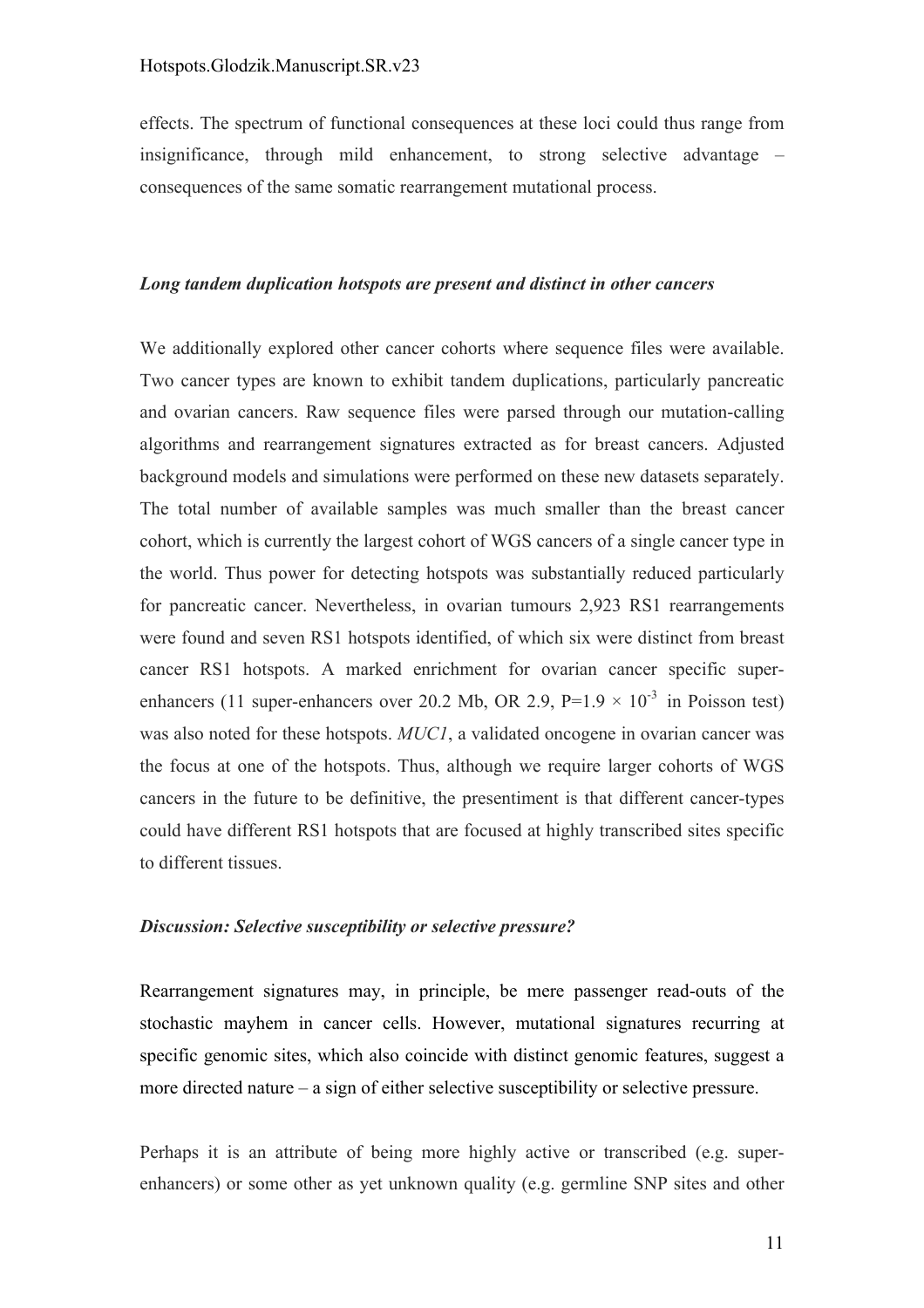effects. The spectrum of functional consequences at these loci could thus range from insignificance, through mild enhancement, to strong selective advantage – consequences of the same somatic rearrangement mutational process.

### *Long tandem duplication hotspots are present and distinct in other cancers*

We additionally explored other cancer cohorts where sequence files were available. Two cancer types are known to exhibit tandem duplications, particularly pancreatic and ovarian cancers. Raw sequence files were parsed through our mutation-calling algorithms and rearrangement signatures extracted as for breast cancers. Adjusted background models and simulations were performed on these new datasets separately. The total number of available samples was much smaller than the breast cancer cohort, which is currently the largest cohort of WGS cancers of a single cancer type in the world. Thus power for detecting hotspots was substantially reduced particularly for pancreatic cancer. Nevertheless, in ovarian tumours 2,923 RS1 rearrangements were found and seven RS1 hotspots identified, of which six were distinct from breast cancer RS1 hotspots. A marked enrichment for ovarian cancer specific super-enhancers (11 super-enhancers over 20.2 Mb, OR 2.9, $P=1.9 \times 10^{-3}$ in Poisson test) was also noted for these hotspots. *MUC1*, a validated oncogene in ovarian cancer was the focus at one of the hotspots. Thus, although we require larger cohorts of WGS cancers in the future to be definitive, the presentiment is that different cancer-types could have different RS1 hotspots that are focused at highly transcribed sites specific to different tissues.

### *Discussion: Selective susceptibility or selective pressure?*

Rearrangement signatures may, in principle, be mere passenger read-outs of the stochastic mayhem in cancer cells. However, mutational signatures recurring at specific genomic sites, which also coincide with distinct genomic features, suggest a more directed nature – a sign of either selective susceptibility or selective pressure.

Perhaps it is an attribute of being more highly active or transcribed (e.g. super-enhancers) or some other as yet unknown quality (e.g. germline SNP sites and other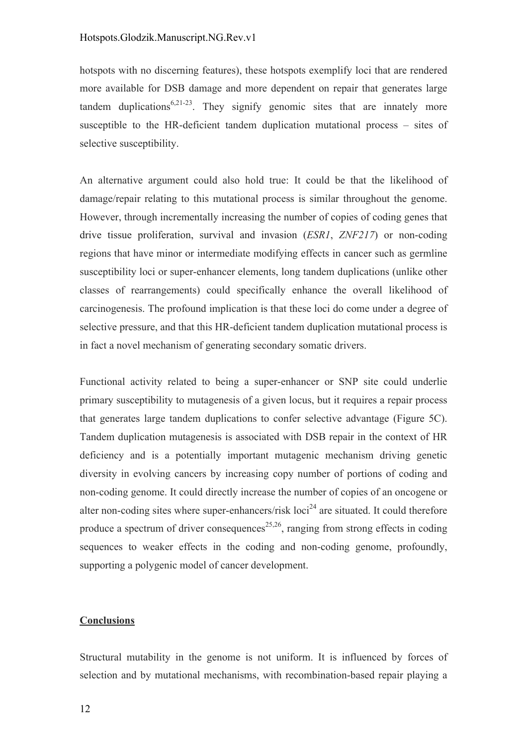hotspots with no discerning features), these hotspots exemplify loci that are rendered more available for DSB damage and more dependent on repair that generates large tandem duplications[6,21-23]. They signify genomic sites that are innately more susceptible to the HR-deficient tandem duplication mutational process – sites of selective susceptibility.

An alternative argument could also hold true: It could be that the likelihood of damage/repair relating to this mutational process is similar throughout the genome. However, through incrementally increasing the number of copies of coding genes that drive tissue proliferation, survival and invasion (*ESR1*, *ZNF217*) or non-coding regions that have minor or intermediate modifying effects in cancer such as germline susceptibility loci or super-enhancer elements, long tandem duplications (unlike other classes of rearrangements) could specifically enhance the overall likelihood of carcinogenesis. The profound implication is that these loci do come under a degree of selective pressure, and that this HR-deficient tandem duplication mutational process is in fact a novel mechanism of generating secondary somatic drivers.

Functional activity related to being a super-enhancer or SNP site could underlie primary susceptibility to mutagenesis of a given locus, but it requires a repair process that generates large tandem duplications to confer selective advantage (Figure 5C). Tandem duplication mutagenesis is associated with DSB repair in the context of HR deficiency and is a potentially important mutagenic mechanism driving genetic diversity in evolving cancers by increasing copy number of portions of coding and non-coding genome. It could directly increase the number of copies of an oncogene or alter non-coding sites where super-enhancers/risk loci[24] are situated. It could therefore produce a spectrum of driver consequences[25,26], ranging from strong effects in coding sequences to weaker effects in the coding and non-coding genome, profoundly, supporting a polygenic model of cancer development.

## Conclusions

Structural mutability in the genome is not uniform. It is influenced by forces of selection and by mutational mechanisms, with recombination-based repair playing a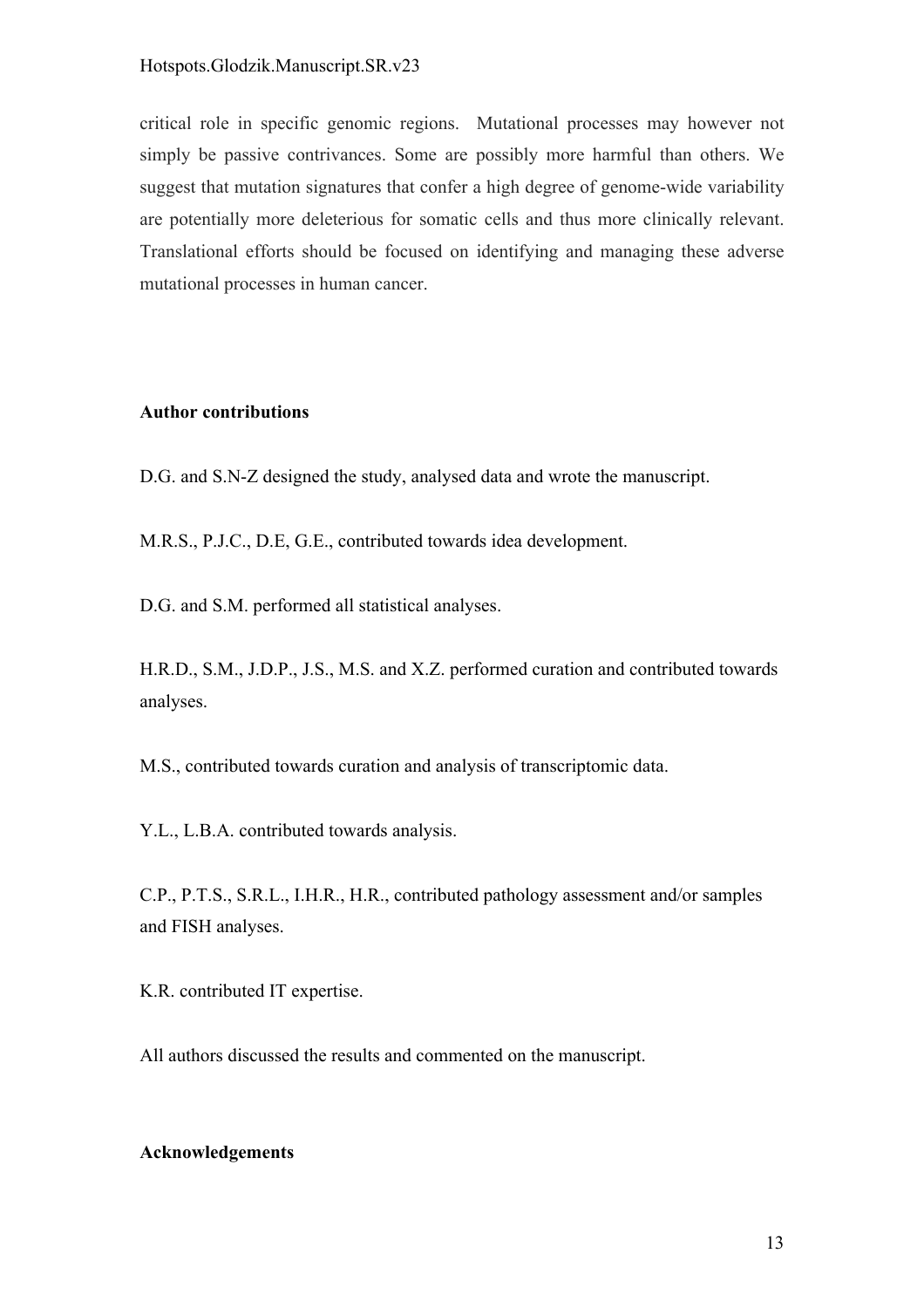critical role in specific genomic regions. Mutational processes may however not simply be passive contrivances. Some are possibly more harmful than others. We suggest that mutation signatures that confer a high degree of genome-wide variability are potentially more deleterious for somatic cells and thus more clinically relevant. Translational efforts should be focused on identifying and managing these adverse mutational processes in human cancer.

**Author contributions**

D.G. and S.N-Z designed the study, analysed data and wrote the manuscript.

M.R.S., P.J.C., D.E, G.E., contributed towards idea development.

D.G. and S.M. performed all statistical analyses.

H.R.D., S.M., J.D.P., J.S., M.S. and X.Z. performed curation and contributed towards analyses.

M.S., contributed towards curation and analysis of transcriptomic data.

Y.L., L.B.A. contributed towards analysis.

C.P., P.T.S., S.R.L., I.H.R., H.R., contributed pathology assessment and/or samples and FISH analyses.

K.R. contributed IT expertise.

All authors discussed the results and commented on the manuscript.

**Acknowledgements**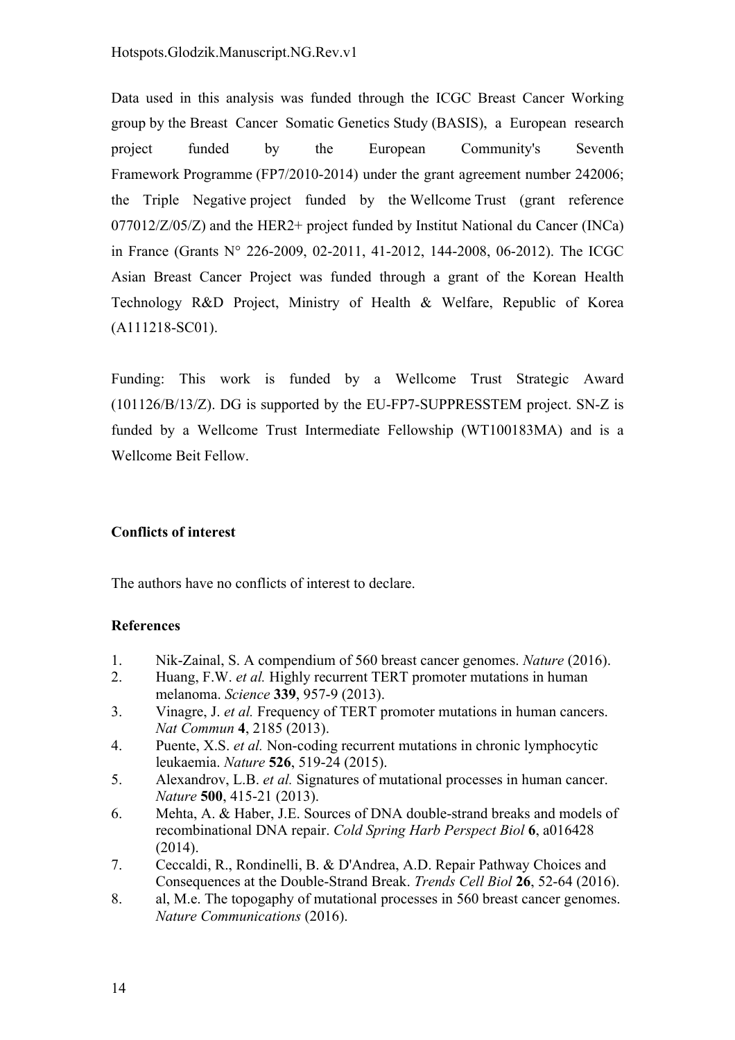Data used in this analysis was funded through the ICGC Breast Cancer Working group by the Breast Cancer Somatic Genetics Study (BASIS), a European research project funded by the European Community's Seventh Framework Programme (FP7/2010-2014) under the grant agreement number 242006; the Triple Negative project funded by the Wellcome Trust (grant reference 077012/Z/05/Z) and the HER2+ project funded by Institut National du Cancer (INCa) in France (Grants N° 226-2009, 02-2011, 41-2012, 144-2008, 06-2012). The ICGC Asian Breast Cancer Project was funded through a grant of the Korean Health Technology R&D Project, Ministry of Health & Welfare, Republic of Korea (A111218-SC01).

Funding: This work is funded by a Wellcome Trust Strategic Award (101126/B/13/Z). DG is supported by the EU-FP7-SUPPRESSTEM project. SN-Z is funded by a Wellcome Trust Intermediate Fellowship (WT100183MA) and is a Wellcome Beit Fellow.

**Conflicts of interest**

The authors have no conflicts of interest to declare.

**References**

1. Nik-Zainal, S. A compendium of 560 breast cancer genomes. *Nature* (2016).
2. Huang, F.W. *et al.* Highly recurrent TERT promoter mutations in human melanoma. *Science* **339**, 957-9 (2013).
3. Vinagre, J. *et al.* Frequency of TERT promoter mutations in human cancers. *Nat Commun* **4**, 2185 (2013).
4. Puente, X.S. *et al.* Non-coding recurrent mutations in chronic lymphocytic leukaemia. *Nature* **526**, 519-24 (2015).
5. Alexandrov, L.B. *et al.* Signatures of mutational processes in human cancer. *Nature* **500**, 415-21 (2013).
6. Mehta, A. & Haber, J.E. Sources of DNA double-strand breaks and models of recombinational DNA repair. *Cold Spring Harb Perspect Biol* **6**, a016428 (2014).
7. Ceccaldi, R., Rondinelli, B. & D'Andrea, A.D. Repair Pathway Choices and Consequences at the Double-Strand Break. *Trends Cell Biol* **26**, 52-64 (2016).
8. al, M.e. The topogaphy of mutational processes in 560 breast cancer genomes. *Nature Communications* (2016).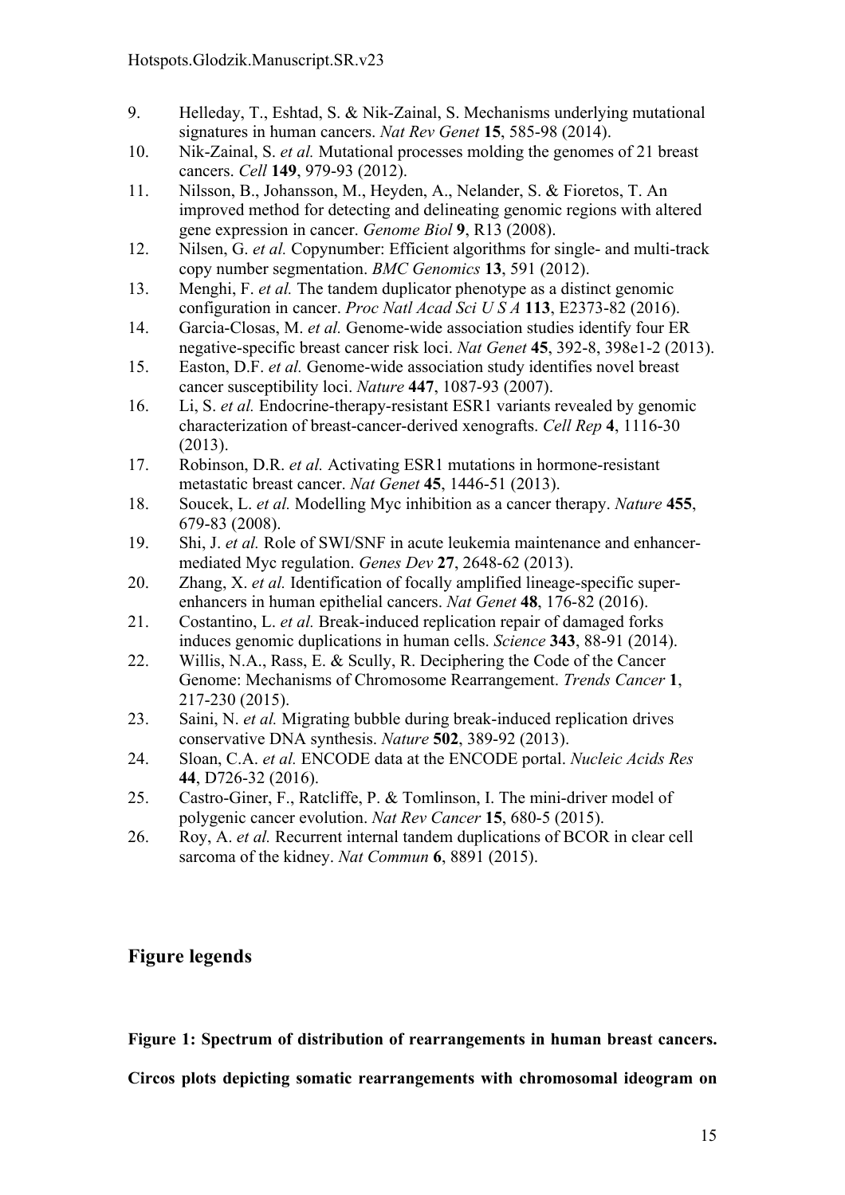9. Helleday, T., Eshtad, S. & Nik-Zainal, S. Mechanisms underlying mutational signatures in human cancers. *Nat Rev Genet* **15**, 585-98 (2014).
10. Nik-Zainal, S. *et al.* Mutational processes molding the genomes of 21 breast cancers. *Cell* **149**, 979-93 (2012).
11. Nilsson, B., Johansson, M., Heyden, A., Nelander, S. & Fioretos, T. An improved method for detecting and delineating genomic regions with altered gene expression in cancer. *Genome Biol* **9**, R13 (2008).
12. Nilsen, G. *et al.* Copynumber: Efficient algorithms for single- and multi-track copy number segmentation. *BMC Genomics* **13**, 591 (2012).
13. Menghi, F. *et al.* The tandem duplicator phenotype as a distinct genomic configuration in cancer. *Proc Natl Acad Sci U S A* **113**, E2373-82 (2016).
14. Garcia-Closas, M. *et al.* Genome-wide association studies identify four ER negative-specific breast cancer risk loci. *Nat Genet* **45**, 392-8, 398e1-2 (2013).
15. Easton, D.F. *et al.* Genome-wide association study identifies novel breast cancer susceptibility loci. *Nature* **447**, 1087-93 (2007).
16. Li, S. *et al.* Endocrine-therapy-resistant ESR1 variants revealed by genomic characterization of breast-cancer-derived xenografts. *Cell Rep* **4**, 1116-30 (2013).
17. Robinson, D.R. *et al.* Activating ESR1 mutations in hormone-resistant metastatic breast cancer. *Nat Genet* **45**, 1446-51 (2013).
18. Soucek, L. *et al.* Modelling Myc inhibition as a cancer therapy. *Nature* **455**, 679-83 (2008).
19. Shi, J. *et al.* Role of SWI/SNF in acute leukemia maintenance and enhancer-mediated Myc regulation. *Genes Dev* **27**, 2648-62 (2013).
20. Zhang, X. *et al.* Identification of focally amplified lineage-specific super-enhancers in human epithelial cancers. *Nat Genet* **48**, 176-82 (2016).
21. Costantino, L. *et al.* Break-induced replication repair of damaged forks induces genomic duplications in human cells. *Science* **343**, 88-91 (2014).
22. Willis, N.A., Rass, E. & Scully, R. Deciphering the Code of the Cancer Genome: Mechanisms of Chromosome Rearrangement. *Trends Cancer* **1**, 217-230 (2015).
23. Saini, N. *et al.* Migrating bubble during break-induced replication drives conservative DNA synthesis. *Nature* **502**, 389-92 (2013).
24. Sloan, C.A. *et al.* ENCODE data at the ENCODE portal. *Nucleic Acids Res* **44**, D726-32 (2016).
25. Castro-Giner, F., Ratcliffe, P. & Tomlinson, I. The mini-driver model of polygenic cancer evolution. *Nat Rev Cancer* **15**, 680-5 (2015).
26. Roy, A. *et al.* Recurrent internal tandem duplications of BCOR in clear cell sarcoma of the kidney. *Nat Commun* **6**, 8891 (2015).

## Figure legends

**Figure 1: Spectrum of distribution of rearrangements in human breast cancers. Circos plots depicting somatic rearrangements with chromosomal ideogram on**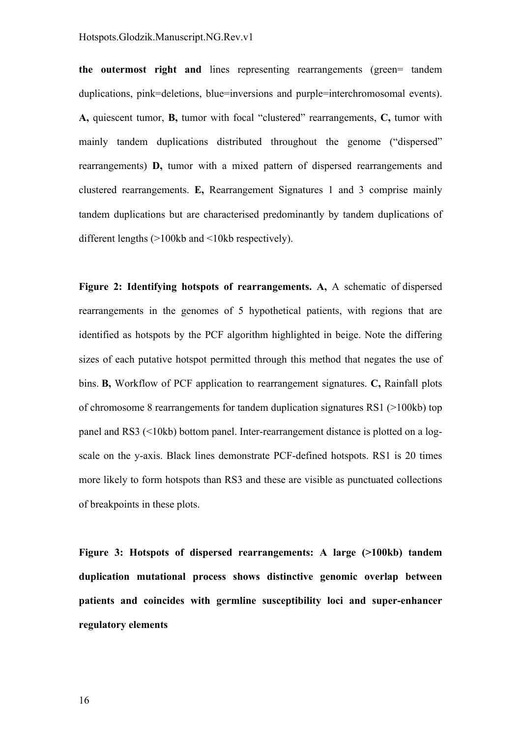**the outermost right and** lines representing rearrangements (green= tandem duplications, pink=deletions, blue=inversions and purple=interchromosomal events). **A,** quiescent tumor, **B,** tumor with focal "clustered" rearrangements, **C,** tumor with mainly tandem duplications distributed throughout the genome ("dispersed" rearrangements) **D,** tumor with a mixed pattern of dispersed rearrangements and clustered rearrangements. **E,** Rearrangement Signatures 1 and 3 comprise mainly tandem duplications but are characterised predominantly by tandem duplications of different lengths (>100kb and <10kb respectively).

**Figure 2: Identifying hotspots of rearrangements. A,** A schematic of dispersed rearrangements in the genomes of 5 hypothetical patients, with regions that are identified as hotspots by the PCF algorithm highlighted in beige. Note the differing sizes of each putative hotspot permitted through this method that negates the use of bins. **B,** Workflow of PCF application to rearrangement signatures. **C,** Rainfall plots of chromosome 8 rearrangements for tandem duplication signatures RS1 (>100kb) top panel and RS3 (<10kb) bottom panel. Inter-rearrangement distance is plotted on a log-scale on the y-axis. Black lines demonstrate PCF-defined hotspots. RS1 is 20 times more likely to form hotspots than RS3 and these are visible as punctuated collections of breakpoints in these plots.

**Figure 3: Hotspots of dispersed rearrangements: A large (>100kb) tandem duplication mutational process shows distinctive genomic overlap between patients and coincides with germline susceptibility loci and super-enhancer regulatory elements**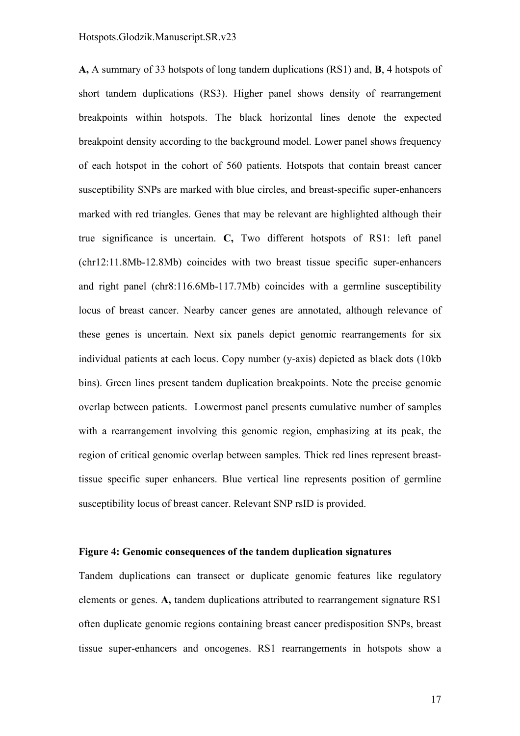**A,** A summary of 33 hotspots of long tandem duplications (RS1) and, **B**, 4 hotspots of short tandem duplications (RS3). Higher panel shows density of rearrangement breakpoints within hotspots. The black horizontal lines denote the expected breakpoint density according to the background model. Lower panel shows frequency of each hotspot in the cohort of 560 patients. Hotspots that contain breast cancer susceptibility SNPs are marked with blue circles, and breast-specific super-enhancers marked with red triangles. Genes that may be relevant are highlighted although their true significance is uncertain. **C,** Two different hotspots of RS1: left panel (chr12:11.8Mb-12.8Mb) coincides with two breast tissue specific super-enhancers and right panel (chr8:116.6Mb-117.7Mb) coincides with a germline susceptibility locus of breast cancer. Nearby cancer genes are annotated, although relevance of these genes is uncertain. Next six panels depict genomic rearrangements for six individual patients at each locus. Copy number (y-axis) depicted as black dots (10kb bins). Green lines present tandem duplication breakpoints. Note the precise genomic overlap between patients. Lowermost panel presents cumulative number of samples with a rearrangement involving this genomic region, emphasizing at its peak, the region of critical genomic overlap between samples. Thick red lines represent breast-tissue specific super enhancers. Blue vertical line represents position of germline susceptibility locus of breast cancer. Relevant SNP rsID is provided.

**Figure 4: Genomic consequences of the tandem duplication signatures**

Tandem duplications can transect or duplicate genomic features like regulatory elements or genes. **A,** tandem duplications attributed to rearrangement signature RS1 often duplicate genomic regions containing breast cancer predisposition SNPs, breast tissue super-enhancers and oncogenes. RS1 rearrangements in hotspots show a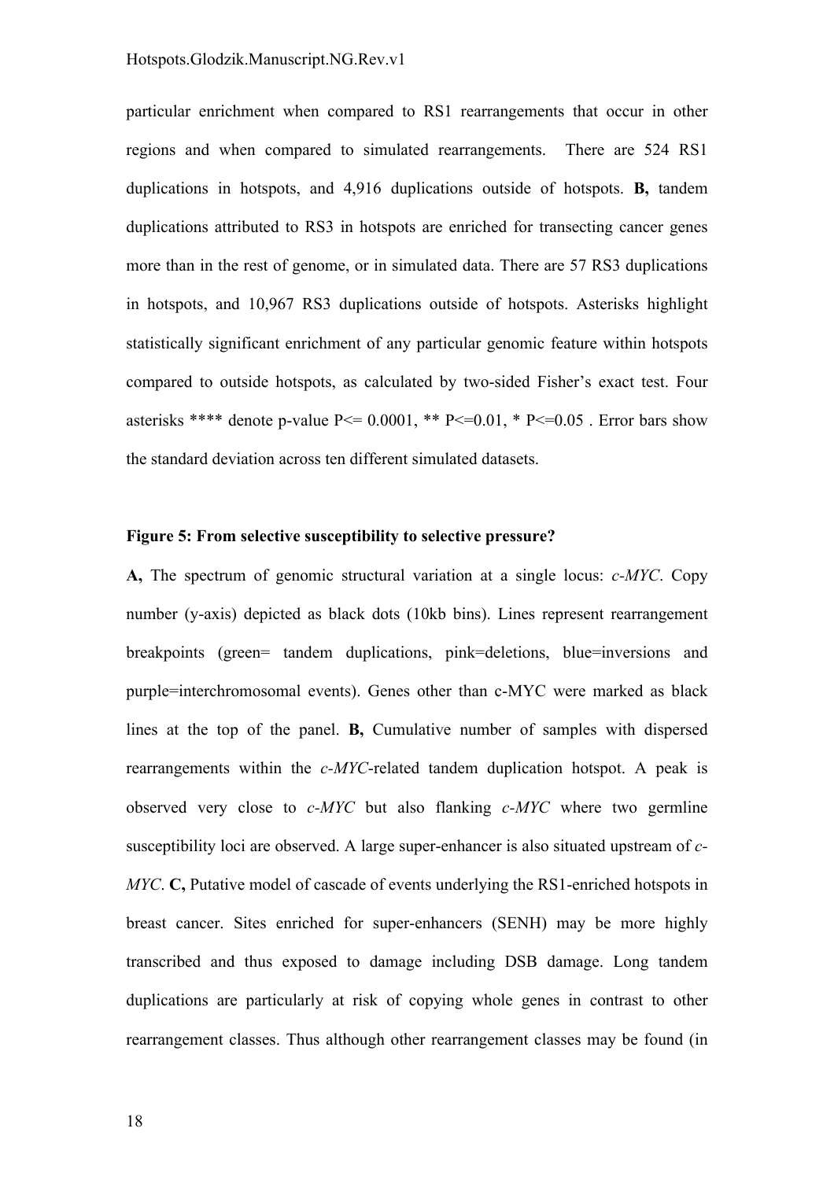particular enrichment when compared to RS1 rearrangements that occur in other regions and when compared to simulated rearrangements. There are 524 RS1 duplications in hotspots, and 4,916 duplications outside of hotspots. **B,** tandem duplications attributed to RS3 in hotspots are enriched for transecting cancer genes more than in the rest of genome, or in simulated data. There are 57 RS3 duplications in hotspots, and 10,967 RS3 duplications outside of hotspots. Asterisks highlight statistically significant enrichment of any particular genomic feature within hotspots compared to outside hotspots, as calculated by two-sided Fisher's exact test. Four asterisks **** denote p-value $P \le 0.0001$, ** $P \le 0.01$, * $P \le 0.05$ . Error bars show the standard deviation across ten different simulated datasets.

**Figure 5: From selective susceptibility to selective pressure?**

**A,** The spectrum of genomic structural variation at a single locus: *c-MYC*. Copy number (y-axis) depicted as black dots (10kb bins). Lines represent rearrangement breakpoints (green= tandem duplications, pink=deletions, blue=inversions and purple=interchromosomal events). Genes other than c-MYC were marked as black lines at the top of the panel. **B,** Cumulative number of samples with dispersed rearrangements within the *c-MYC*-related tandem duplication hotspot. A peak is observed very close to *c-MYC* but also flanking *c-MYC* where two germline susceptibility loci are observed. A large super-enhancer is also situated upstream of *c-MYC*. **C,** Putative model of cascade of events underlying the RS1-enriched hotspots in breast cancer. Sites enriched for super-enhancers (SENH) may be more highly transcribed and thus exposed to damage including DSB damage. Long tandem duplications are particularly at risk of copying whole genes in contrast to other rearrangement classes. Thus although other rearrangement classes may be found (in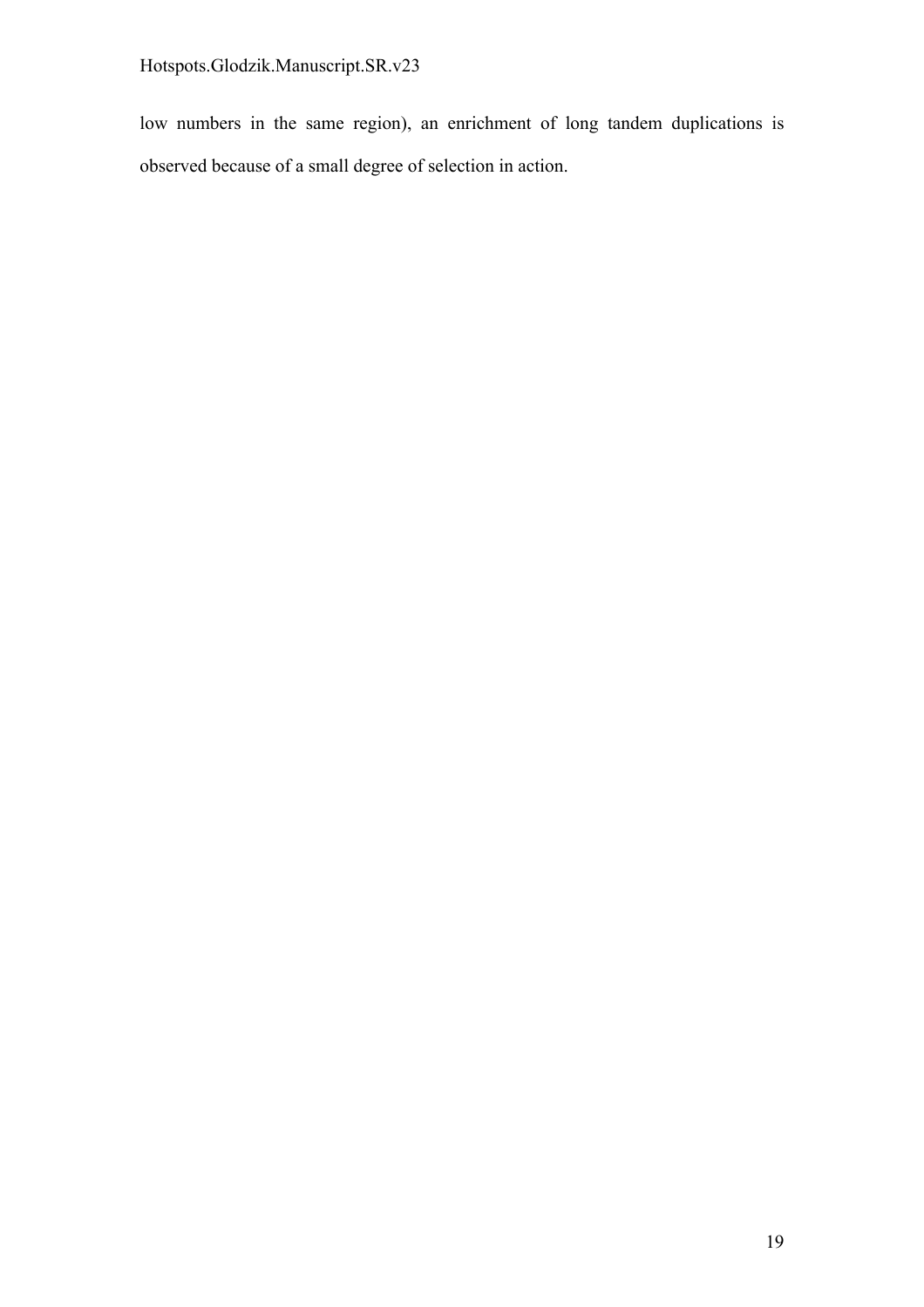low numbers in the same region), an enrichment of long tandem duplications is observed because of a small degree of selection in action.